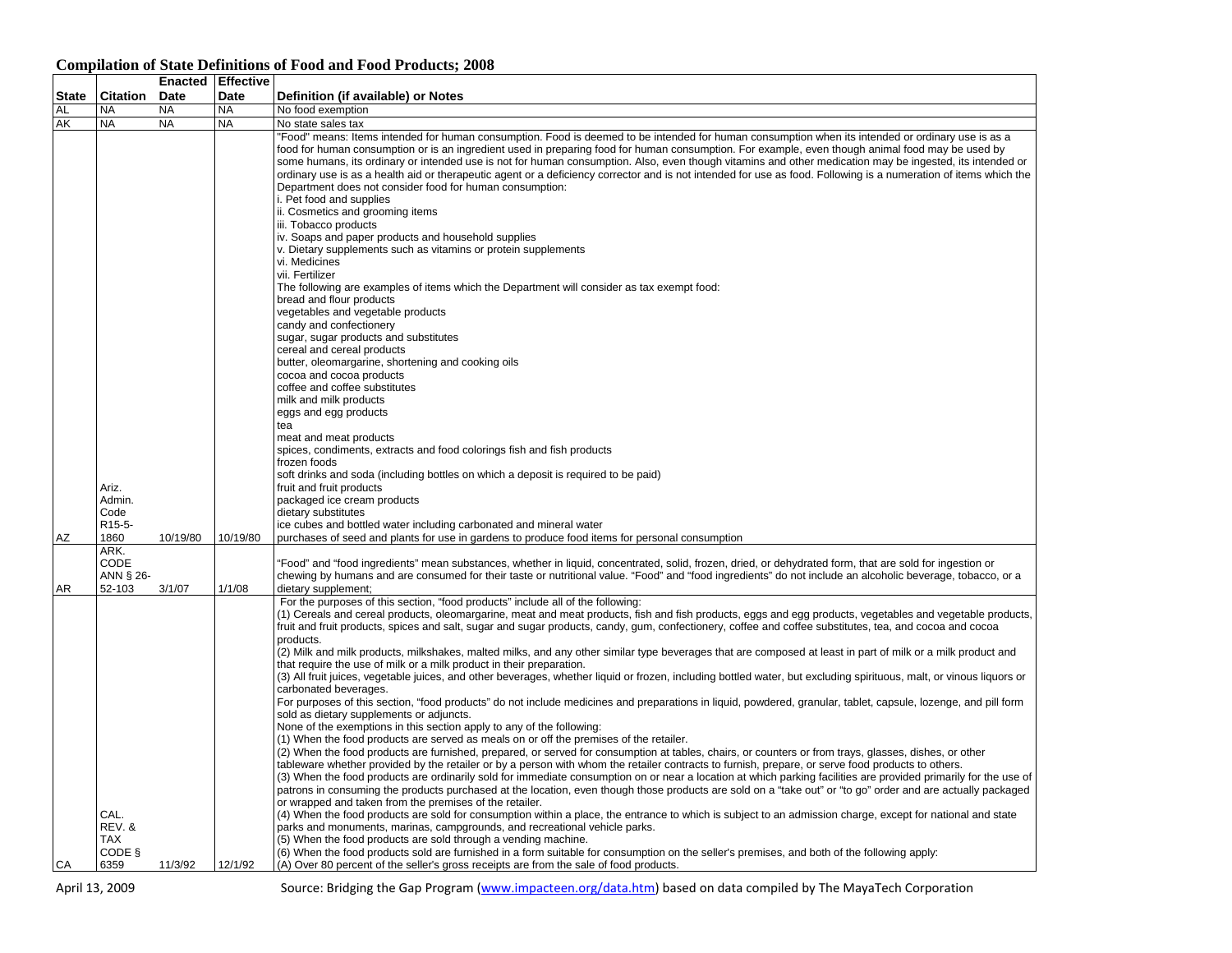# Compilation of State Definitions of Food and Food Products; 2008

| State | Citation | Enacted Date | Effective Date | Definition (if available) or Notes |
|---|---|---|---|---|
| AL | NA | NA | NA | No food exemption |
| AK | NA | NA | NA | No state sales tax |
| AZ | Ariz. Admin. Code R15-5-1860 | 10/19/80 | 10/19/80 | "Food" means: Items intended for human consumption. Food is deemed to be intended for human consumption when its intended or ordinary use is as a food for human consumption or is an ingredient used in preparing food for human consumption. For example, even though animal food may be used by some humans, its ordinary or intended use is not for human consumption. Also, even though vitamins and other medication may be ingested, its intended or ordinary use is as a health aid or therapeutic agent or a deficiency corrector and is not intended for use as food. Following is a numeration of items which the Department does not consider food for human consumption:<br>i. Pet food and supplies<br>ii. Cosmetics and grooming items<br>iii. Tobacco products<br>iv. Soaps and paper products and household supplies<br>v. Dietary supplements such as vitamins or protein supplements<br>vi. Medicines<br>vii. Fertilizer<br>The following are examples of items which the Department will consider as tax exempt food:<br>bread and flour products<br>vegetables and vegetable products<br>candy and confectionery<br>sugar, sugar products and substitutes<br>cereal and cereal products<br>butter, oleomargarine, shortening and cooking oils<br>cocoa and cocoa products<br>coffee and coffee substitutes<br>milk and milk products<br>eggs and egg products<br>tea<br>meat and meat products<br>spices, condiments, extracts and food colorings fish and fish products<br>frozen foods<br>soft drinks and soda (including bottles on which a deposit is required to be paid)<br>fruit and fruit products<br>packaged ice cream products<br>dietary substitutes<br>ice cubes and bottled water including carbonated and mineral water<br>purchases of seed and plants for use in gardens to produce food items for personal consumption |
| AR | ARK. CODE ANN § 26-52-103 | 3/1/07 | 1/1/08 | "Food" and "food ingredients" mean substances, whether in liquid, concentrated, solid, frozen, dried, or dehydrated form, that are sold for ingestion or chewing by humans and are consumed for their taste or nutritional value. "Food" and "food ingredients" do not include an alcoholic beverage, tobacco, or a dietary supplement; |
| CA | CAL. REV. & TAX CODE § 6359 | 11/3/92 | 12/1/92 | For the purposes of this section, "food products" include all of the following:<br>(1) Cereals and cereal products, oleomargarine, meat and meat products, fish and fish products, eggs and egg products, vegetables and vegetable products, fruit and fruit products, spices and salt, sugar and sugar products, candy, gum, confectionery, coffee and coffee substitutes, tea, and cocoa and cocoa products.<br>(2) Milk and milk products, milkshakes, malted milks, and any other similar type beverages that are composed at least in part of milk or a milk product and that require the use of milk or a milk product in their preparation.<br>(3) All fruit juices, vegetable juices, and other beverages, whether liquid or frozen, including bottled water, but excluding spirituous, malt, or vinous liquors or carbonated beverages.<br>For purposes of this section, "food products" do not include medicines and preparations in liquid, powdered, granular, tablet, capsule, lozenge, and pill form sold as dietary supplements or adjuncts.<br>None of the exemptions in this section apply to any of the following:<br>(1) When the food products are served as meals on or off the premises of the retailer.<br>(2) When the food products are furnished, prepared, or served for consumption at tables, chairs, or counters or from trays, glasses, dishes, or other tableware whether provided by the retailer or by a person with whom the retailer contracts to furnish, prepare, or serve food products to others.<br>(3) When the food products are ordinarily sold for immediate consumption on or near a location at which parking facilities are provided primarily for the use of patrons in consuming the products purchased at the location, even though those products are sold on a "take out" or "to go" order and are actually packaged or wrapped and taken from the premises of the retailer.<br>(4) When the food products are sold for consumption within a place, the entrance to which is subject to an admission charge, except for national and state parks and monuments, marinas, campgrounds, and recreational vehicle parks.<br>(5) When the food products are sold through a vending machine.<br>(6) When the food products sold are furnished in a form suitable for consumption on the seller's premises, and both of the following apply:<br>(A) Over 80 percent of the seller's gross receipts are from the sale of food products. |

April 13, 2009 Source: Bridging the Gap Program (www.impacteen.org/data.htm) based on data compiled by The MayaTech Corporation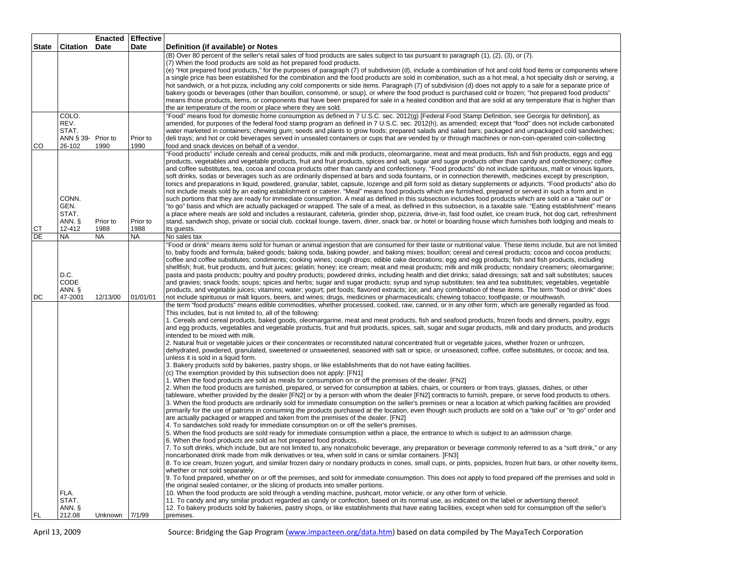| State | Citation | Enacted Date | Effective Date | Definition (if available) or Notes |
|---|---|---|---|---|
| | | | | (B) Over 80 percent of the seller's retail sales of food products are sales subject to tax pursuant to paragraph (1), (2), (3), or (7).<br>(7) When the food products are sold as hot prepared food products.<br>(e) "Hot prepared food products," for the purposes of paragraph (7) of subdivision (d), include a combination of hot and cold food items or components where a single price has been established for the combination and the food products are sold in combination, such as a hot meal, a hot specialty dish or serving, a hot sandwich, or a hot pizza, including any cold components or side items. Paragraph (7) of subdivision (d) does not apply to a sale for a separate price of bakery goods or beverages (other than bouillon, consommé, or soup), or where the food product is purchased cold or frozen; "hot prepared food products" means those products, items, or components that have been prepared for sale in a heated condition and that are sold at any temperature that is higher than the air temperature of the room or place where they are sold. |
| CO | COLO. REV. STAT. ANN § 39-26-102 | Prior to 1990 | Prior to 1990 | "Food" means food for domestic home consumption as defined in 7 U.S.C. sec. 2012(g) [Federal Food Stamp Definition, see Georgia for definition], as amended, for purposes of the federal food stamp program as defined in 7 U.S.C. sec. 2012(h), as amended; except that "food" does not include carbonated water marketed in containers; chewing gum; seeds and plants to grow foods; prepared salads and salad bars; packaged and unpackaged cold sandwiches; deli trays; and hot or cold beverages served in unsealed containers or cups that are vended by or through machines or non-coin-operated coin-collecting food and snack devices on behalf of a vendor. |
| CT | CONN. GEN. STAT. ANN. § 12-412 | Prior to 1988 | Prior to 1988 | "Food products" include cereals and cereal products, milk and milk products, oleomargarine, meat and meat products, fish and fish products, eggs and egg products, vegetables and vegetable products, fruit and fruit products, spices and salt, sugar and sugar products other than candy and confectionery; coffee and coffee substitutes, tea, cocoa and cocoa products other than candy and confectionery. "Food products" do not include spirituous, malt or vinous liquors, soft drinks, sodas or beverages such as are ordinarily dispensed at bars and soda fountains, or in connection therewith, medicines except by prescription, tonics and preparations in liquid, powdered, granular, tablet, capsule, lozenge and pill form sold as dietary supplements or adjuncts. "Food products" also do not include meals sold by an eating establishment or caterer. "Meal" means food products which are furnished, prepared or served in such a form and in such portions that they are ready for immediate consumption. A meal as defined in this subsection includes food products which are sold on a "take out" or "to go" basis and which are actually packaged or wrapped. The sale of a meal, as defined in this subsection, is a taxable sale. "Eating establishment" means a place where meals are sold and includes a restaurant, cafeteria, grinder shop, pizzeria, drive-in, fast food outlet, ice cream truck, hot dog cart, refreshment stand, sandwich shop, private or social club, cocktail lounge, tavern, diner, snack bar, or hotel or boarding house which furnishes both lodging and meals to its guests. |
| DE | NA | NA | NA | No sales tax |
| DC | D.C. CODE ANN. § 47-2001 | 12/13/00 | 01/01/01 | "Food or drink" means items sold for human or animal ingestion that are consumed for their taste or nutritional value. These items include, but are not limited to, baby foods and formula; baked goods; baking soda, baking powder, and baking mixes; bouillon; cereal and cereal products; cocoa and cocoa products; coffee and coffee substitutes; condiments; cooking wines; cough drops; edible cake decorations; egg and egg products; fish and fish products, including shellfish; fruit, fruit products, and fruit juices; gelatin; honey; ice cream; meat and meat products; milk and milk products; nondairy creamers; oleomargarine; pasta and pasta products; poultry and poultry products; powdered drinks, including health and diet drinks; salad dressings; salt and salt substitutes; sauces and gravies; snack foods; soups; spices and herbs; sugar and sugar products; syrup and syrup substitutes; tea and tea substitutes; vegetables, vegetable products, and vegetable juices; vitamins; water; yogurt; pet foods; flavored extracts; ice; and any combination of these items. The term "food or drink" does not include spirituous or malt liquors, beers, and wines; drugs, medicines or pharmaceuticals; chewing tobacco; toothpaste; or mouthwash. |
| FL | FLA. STAT. ANN. § 212.08 | Unknown | 7/1/99 | the term "food products" means edible commodities, whether processed, cooked, raw, canned, or in any other form, which are generally regarded as food. This includes, but is not limited to, all of the following:<br>1. Cereals and cereal products, baked goods, oleomargarine, meat and meat products, fish and seafood products, frozen foods and dinners, poultry, eggs and egg products, vegetables and vegetable products, fruit and fruit products, spices, salt, sugar and sugar products, milk and dairy products, and products intended to be mixed with milk.<br>2. Natural fruit or vegetable juices or their concentrates or reconstituted natural concentrated fruit or vegetable juices, whether frozen or unfrozen, dehydrated, powdered, granulated, sweetened or unsweetened, seasoned with salt or spice, or unseasoned; coffee, coffee substitutes, or cocoa; and tea, unless it is sold in a liquid form.<br>3. Bakery products sold by bakeries, pastry shops, or like establishments that do not have eating facilities.<br>(c) The exemption provided by this subsection does not apply: [FN1]<br>1. When the food products are sold as meals for consumption on or off the premises of the dealer. [FN2]<br>2. When the food products are furnished, prepared, or served for consumption at tables, chairs, or counters or from trays, glasses, dishes, or other tableware, whether provided by the dealer [FN2] or by a person with whom the dealer [FN2] contracts to furnish, prepare, or serve food products to others.<br>3. When the food products are ordinarily sold for immediate consumption on the seller's premises or near a location at which parking facilities are provided primarily for the use of patrons in consuming the products purchased at the location, even though such products are sold on a "take out" or "to go" order and are actually packaged or wrapped and taken from the premises of the dealer. [FN2]<br>4. To sandwiches sold ready for immediate consumption on or off the seller's premises.<br>5. When the food products are sold ready for immediate consumption within a place, the entrance to which is subject to an admission charge.<br>6. When the food products are sold as hot prepared food products.<br>7. To soft drinks, which include, but are not limited to, any nonalcoholic beverage, any preparation or beverage commonly referred to as a "soft drink," or any noncarbonated drink made from milk derivatives or tea, when sold in cans or similar containers. [FN3]<br>8. To ice cream, frozen yogurt, and similar frozen dairy or nondairy products in cones, small cups, or pints, popsicles, frozen fruit bars, or other novelty items, whether or not sold separately.<br>9. To food prepared, whether on or off the premises, and sold for immediate consumption. This does not apply to food prepared off the premises and sold in the original sealed container, or the slicing of products into smaller portions.<br>10. When the food products are sold through a vending machine, pushcart, motor vehicle, or any other form of vehicle.<br>11. To candy and any similar product regarded as candy or confection, based on its normal use, as indicated on the label or advertising thereof.<br>12. To bakery products sold by bakeries, pastry shops, or like establishments that have eating facilities, except when sold for consumption off the seller's premises. |

April 13, 2009 Source: Bridging the Gap Program (www.impacteen.org/data.htm) based on data compiled by The MayaTech Corporation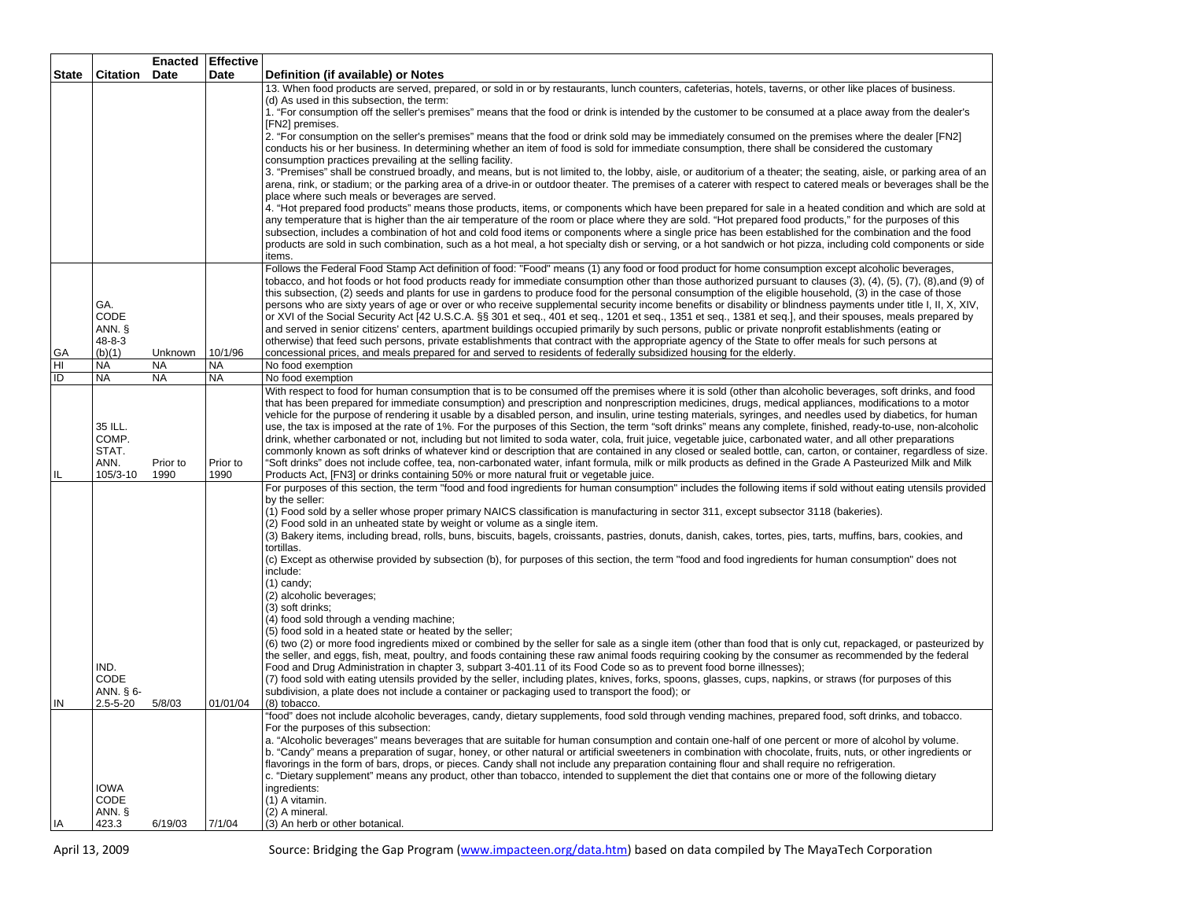| State | Citation | Enacted Date | Effective Date | Definition (if available) or Notes |
|---|---|---|---|---|
| | | | | 13. When food products are served, prepared, or sold in or by restaurants, lunch counters, cafeterias, hotels, taverns, or other like places of business. (d) As used in this subsection, the term: 1. "For consumption off the seller's premises" means that the food or drink is intended by the customer to be consumed at a place away from the dealer's [FN2] premises. 2. "For consumption on the seller's premises" means that the food or drink sold may be immediately consumed on the premises where the dealer [FN2] conducts his or her business. In determining whether an item of food is sold for immediate consumption, there shall be considered the customary consumption practices prevailing at the selling facility. 3. "Premises" shall be construed broadly, and means, but is not limited to, the lobby, aisle, or auditorium of a theater; the seating, aisle, or parking area of an arena, rink, or stadium; or the parking area of a drive-in or outdoor theater. The premises of a caterer with respect to catered meals or beverages shall be the place where such meals or beverages are served. 4. "Hot prepared food products" means those products, items, or components which have been prepared for sale in a heated condition and which are sold at any temperature that is higher than the air temperature of the room or place where they are sold. "Hot prepared food products," for the purposes of this subsection, includes a combination of hot and cold food items or components where a single price has been established for the combination and the food products are sold in such combination, such as a hot meal, a hot specialty dish or serving, or a hot sandwich or hot pizza, including cold components or side items. |
| GA | GA. CODE ANN. § 48-8-3 (b)(1) | Unknown | 10/1/96 | Follows the Federal Food Stamp Act definition of food: "Food" means (1) any food or food product for home consumption except alcoholic beverages, tobacco, and hot foods or hot food products ready for immediate consumption other than those authorized pursuant to clauses (3), (4), (5), (7), (8),and (9) of this subsection, (2) seeds and plants for use in gardens to produce food for the personal consumption of the eligible household, (3) in the case of those persons who are sixty years of age or over or who receive supplemental security income benefits or disability or blindness payments under title I, II, X, XIV, or XVI of the Social Security Act [42 U.S.C.A. §§ 301 et seq., 401 et seq., 1201 et seq., 1351 et seq., 1381 et seq.], and their spouses, meals prepared by and served in senior citizens' centers, apartment buildings occupied primarily by such persons, public or private nonprofit establishments (eating or otherwise) that feed such persons, private establishments that contract with the appropriate agency of the State to offer meals for such persons at concessional prices, and meals prepared for and served to residents of federally subsidized housing for the elderly. |
| HI | NA | NA | NA | No food exemption |
| ID | NA | NA | NA | No food exemption |
| IL | 35 ILL. COMP. STAT. ANN. 105/3-10 | Prior to 1990 | Prior to 1990 | With respect to food for human consumption that is to be consumed off the premises where it is sold (other than alcoholic beverages, soft drinks, and food that has been prepared for immediate consumption) and prescription and nonprescription medicines, drugs, medical appliances, modifications to a motor vehicle for the purpose of rendering it usable by a disabled person, and insulin, urine testing materials, syringes, and needles used by diabetics, for human use, the tax is imposed at the rate of 1%. For the purposes of this Section, the term "soft drinks" means any complete, finished, ready-to-use, non-alcoholic drink, whether carbonated or not, including but not limited to soda water, cola, fruit juice, vegetable juice, carbonated water, and all other preparations commonly known as soft drinks of whatever kind or description that are contained in any closed or sealed bottle, can, carton, or container, regardless of size. "Soft drinks" does not include coffee, tea, non-carbonated water, infant formula, milk or milk products as defined in the Grade A Pasteurized Milk and Milk Products Act, [FN3] or drinks containing 50% or more natural fruit or vegetable juice. |
| IN | IND. CODE ANN. § 6-2.5-5-20 | 5/8/03 | 01/01/04 | For purposes of this section, the term "food and food ingredients for human consumption" includes the following items if sold without eating utensils provided by the seller: (1) Food sold by a seller whose proper primary NAICS classification is manufacturing in sector 311, except subsector 3118 (bakeries). (2) Food sold in an unheated state by weight or volume as a single item. (3) Bakery items, including bread, rolls, buns, biscuits, bagels, croissants, pastries, donuts, danish, cakes, tortes, pies, tarts, muffins, bars, cookies, and tortillas. (c) Except as otherwise provided by subsection (b), for purposes of this section, the term "food and food ingredients for human consumption" does not include: (1) candy; (2) alcoholic beverages; (3) soft drinks; (4) food sold through a vending machine; (5) food sold in a heated state or heated by the seller; (6) two (2) or more food ingredients mixed or combined by the seller for sale as a single item (other than food that is only cut, repackaged, or pasteurized by the seller, and eggs, fish, meat, poultry, and foods containing these raw animal foods requiring cooking by the consumer as recommended by the federal Food and Drug Administration in chapter 3, subpart 3-401.11 of its Food Code so as to prevent food borne illnesses); (7) food sold with eating utensils provided by the seller, including plates, knives, forks, spoons, glasses, cups, napkins, or straws (for purposes of this subdivision, a plate does not include a container or packaging used to transport the food); or (8) tobacco. |
| IA | IOWA CODE ANN. § 423.3 | 6/19/03 | 7/1/04 | "food" does not include alcoholic beverages, candy, dietary supplements, food sold through vending machines, prepared food, soft drinks, and tobacco. For the purposes of this subsection: a. "Alcoholic beverages" means beverages that are suitable for human consumption and contain one-half of one percent or more of alcohol by volume. b. "Candy" means a preparation of sugar, honey, or other natural or artificial sweeteners in combination with chocolate, fruits, nuts, or other ingredients or flavorings in the form of bars, drops, or pieces. Candy shall not include any preparation containing flour and shall require no refrigeration. c. "Dietary supplement" means any product, other than tobacco, intended to supplement the diet that contains one or more of the following dietary ingredients: (1) A vitamin. (2) A mineral. (3) An herb or other botanical. |

April 13, 2009 Source: Bridging the Gap Program (www.impacteen.org/data.htm) based on data compiled by The MayaTech Corporation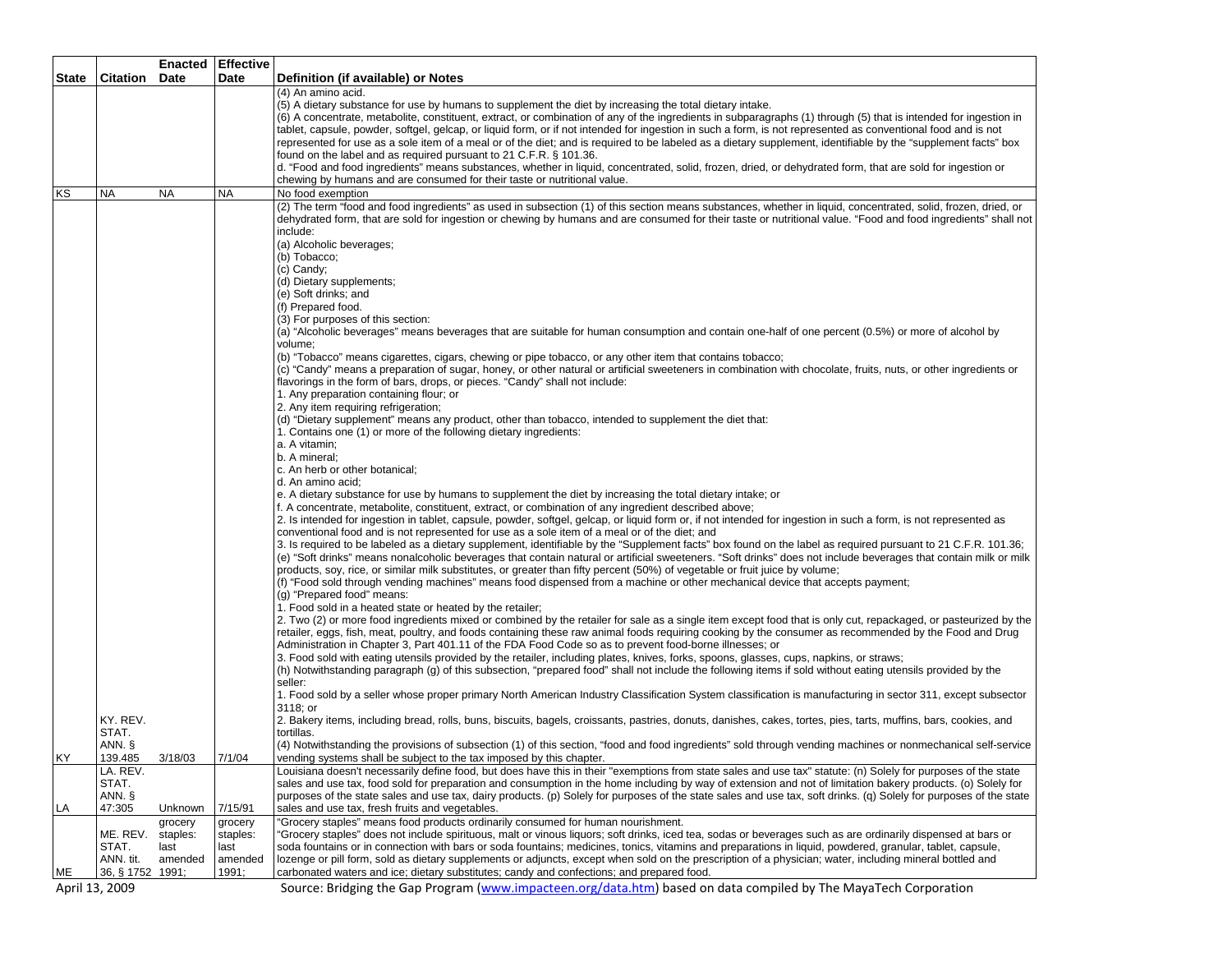| State | Citation | Enacted Date | Effective Date | Definition (if available) or Notes |
|---|---|---|---|---|
| | | | | (4) An amino acid.<br>(5) A dietary substance for use by humans to supplement the diet by increasing the total dietary intake.<br>(6) A concentrate, metabolite, constituent, extract, or combination of any of the ingredients in subparagraphs (1) through (5) that is intended for ingestion in tablet, capsule, powder, softgel, gelcap, or liquid form, or if not intended for ingestion in such a form, is not represented as conventional food and is not represented for use as a sole item of a meal or of the diet; and is required to be labeled as a dietary supplement, identifiable by the "supplement facts" box found on the label and as required pursuant to 21 C.F.R. § 101.36.<br>d. "Food and food ingredients" means substances, whether in liquid, concentrated, solid, frozen, dried, or dehydrated form, that are sold for ingestion or chewing by humans and are consumed for their taste or nutritional value. |
| KS | NA | NA | NA | No food exemption |
| KY | KY. REV. STAT. ANN. § 139.485 | 3/18/03 | 7/1/04 | (2) The term "food and food ingredients" as used in subsection (1) of this section means substances, whether in liquid, concentrated, solid, frozen, dried, or dehydrated form, that are sold for ingestion or chewing by humans and are consumed for their taste or nutritional value. "Food and food ingredients" shall not include:<br>(a) Alcoholic beverages;<br>(b) Tobacco;<br>(c) Candy;<br>(d) Dietary supplements;<br>(e) Soft drinks; and<br>(f) Prepared food.<br>(3) For purposes of this section:<br>(a) "Alcoholic beverages" means beverages that are suitable for human consumption and contain one-half of one percent (0.5%) or more of alcohol by volume;<br>(b) "Tobacco" means cigarettes, cigars, chewing or pipe tobacco, or any other item that contains tobacco;<br>(c) "Candy" means a preparation of sugar, honey, or other natural or artificial sweeteners in combination with chocolate, fruits, nuts, or other ingredients or flavorings in the form of bars, drops, or pieces. "Candy" shall not include:<br>1. Any preparation containing flour; or<br>2. Any item requiring refrigeration;<br>(d) "Dietary supplement" means any product, other than tobacco, intended to supplement the diet that:<br>1. Contains one (1) or more of the following dietary ingredients:<br>a. A vitamin;<br>b. A mineral;<br>c. An herb or other botanical;<br>d. An amino acid;<br>e. A dietary substance for use by humans to supplement the diet by increasing the total dietary intake; or<br>f. A concentrate, metabolite, constituent, extract, or combination of any ingredient described above;<br>2. Is intended for ingestion in tablet, capsule, powder, softgel, gelcap, or liquid form or, if not intended for ingestion in such a form, is not represented as conventional food and is not represented for use as a sole item of a meal or of the diet; and<br>3. Is required to be labeled as a dietary supplement, identifiable by the "Supplement facts" box found on the label as required pursuant to 21 C.F.R. 101.36;<br>(e) "Soft drinks" means nonalcoholic beverages that contain natural or artificial sweeteners. "Soft drinks" does not include beverages that contain milk or milk products, soy, rice, or similar milk substitutes, or greater than fifty percent (50%) of vegetable or fruit juice by volume;<br>(f) "Food sold through vending machines" means food dispensed from a machine or other mechanical device that accepts payment;<br>(g) "Prepared food" means:<br>1. Food sold in a heated state or heated by the retailer;<br>2. Two (2) or more food ingredients mixed or combined by the retailer for sale as a single item except food that is only cut, repackaged, or pasteurized by the retailer, eggs, fish, meat, poultry, and foods containing these raw animal foods requiring cooking by the consumer as recommended by the Food and Drug Administration in Chapter 3, Part 401.11 of the FDA Food Code so as to prevent food-borne illnesses; or<br>3. Food sold with eating utensils provided by the retailer, including plates, knives, forks, spoons, glasses, cups, napkins, or straws;<br>(h) Notwithstanding paragraph (g) of this subsection, "prepared food" shall not include the following items if sold without eating utensils provided by the seller:<br>1. Food sold by a seller whose proper primary North American Industry Classification System classification is manufacturing in sector 311, except subsector 3118; or<br>2. Bakery items, including bread, rolls, buns, biscuits, bagels, croissants, pastries, donuts, danishes, cakes, tortes, pies, tarts, muffins, bars, cookies, and tortillas.<br>(4) Notwithstanding the provisions of subsection (1) of this section, "food and food ingredients" sold through vending machines or nonmechanical self-service vending systems shall be subject to the tax imposed by this chapter. |
| LA | LA. REV. STAT. ANN. § 47:305 | Unknown | 7/15/91 | Louisiana doesn't necessarily define food, but does have this in their "exemptions from state sales and use tax" statute: (n) Solely for purposes of the state sales and use tax, food sold for preparation and consumption in the home including by way of extension and not of limitation bakery products. (o) Solely for purposes of the state sales and use tax, dairy products. (p) Solely for purposes of the state sales and use tax, soft drinks. (q) Solely for purposes of the state sales and use tax, fresh fruits and vegetables. |
| ME | ME. REV. STAT. ANN. tit. 36, § 1752 | grocery staples: last amended 1991; | grocery staples: last amended 1991; | "Grocery staples" means food products ordinarily consumed for human nourishment.<br>"Grocery staples" does not include spirituous, malt or vinous liquors; soft drinks, iced tea, sodas or beverages such as are ordinarily dispensed at bars or soda fountains or in connection with bars or soda fountains; medicines, tonics, vitamins and preparations in liquid, powdered, granular, tablet, capsule, lozenge or pill form, sold as dietary supplements or adjuncts, except when sold on the prescription of a physician; water, including mineral bottled and carbonated waters and ice; dietary substitutes; candy and confections; and prepared food. |

April 13, 2009 — Source: Bridging the Gap Program (www.impacteen.org/data.htm) based on data compiled by The MayaTech Corporation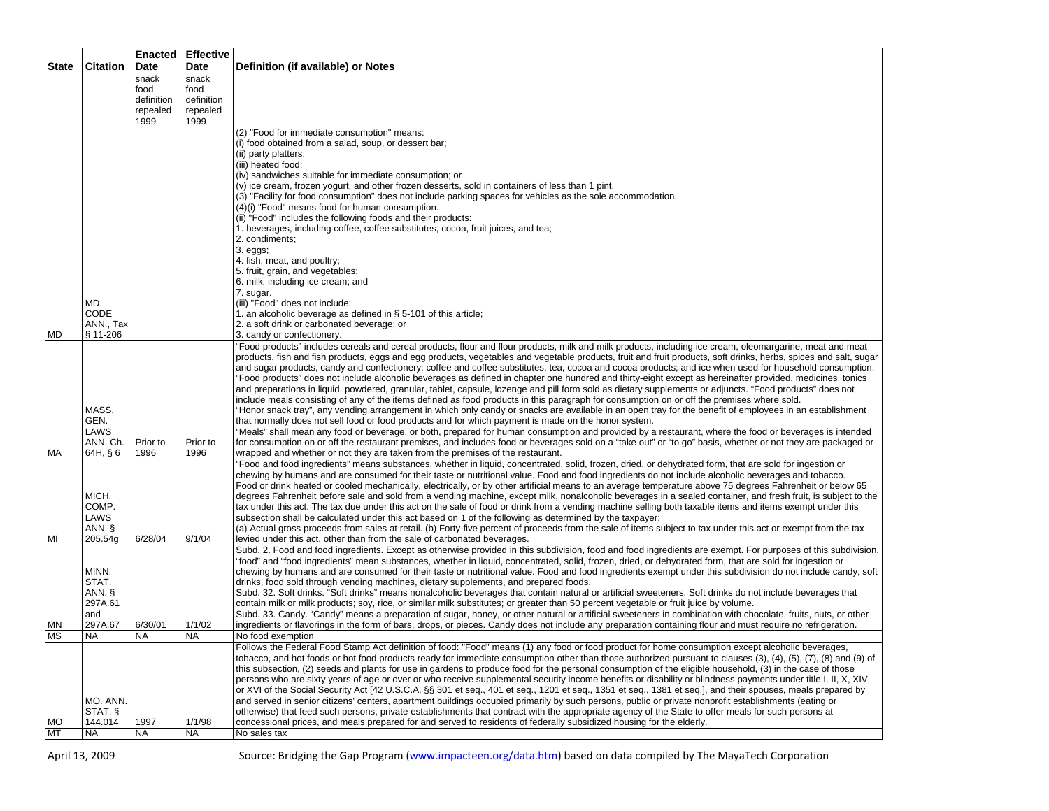| State | Citation | Enacted Date | Effective Date | Definition (if available) or Notes |
|---|---|---|---|---|
| | | snack food definition repealed 1999 | snack food definition repealed 1999 | |
| MD | MD. CODE ANN., Tax § 11-206 | | | (2) "Food for immediate consumption" means:<br>(i) food obtained from a salad, soup, or dessert bar;<br>(ii) party platters;<br>(iii) heated food;<br>(iv) sandwiches suitable for immediate consumption; or<br>(v) ice cream, frozen yogurt, and other frozen desserts, sold in containers of less than 1 pint.<br>(3) "Facility for food consumption" does not include parking spaces for vehicles as the sole accommodation.<br>(4)(i) "Food" means food for human consumption.<br>(ii) "Food" includes the following foods and their products:<br>1. beverages, including coffee, coffee substitutes, cocoa, fruit juices, and tea;<br>2. condiments;<br>3. eggs;<br>4. fish, meat, and poultry;<br>5. fruit, grain, and vegetables;<br>6. milk, including ice cream; and<br>7. sugar.<br>(iii) "Food" does not include:<br>1. an alcoholic beverage as defined in § 5-101 of this article;<br>2. a soft drink or carbonated beverage; or<br>3. candy or confectionery. |
| MA | MASS. GEN. LAWS ANN. Ch. 64H, § 6 | Prior to 1996 | Prior to 1996 | "Food products" includes cereals and cereal products, flour and flour products, milk and milk products, including ice cream, oleomargarine, meat and meat products, fish and fish products, eggs and egg products, vegetables and vegetable products, fruit and fruit products, soft drinks, herbs, spices and salt, sugar and sugar products, candy and confectionery; coffee and coffee substitutes, tea, cocoa and cocoa products; and ice when used for household consumption. "Food products" does not include alcoholic beverages as defined in chapter one hundred and thirty-eight except as hereinafter provided, medicines, tonics and preparations in liquid, powdered, granular, tablet, capsule, lozenge and pill form sold as dietary supplements or adjuncts. "Food products" does not include meals consisting of any of the items defined as food products in this paragraph for consumption on or off the premises where sold.<br>"Honor snack tray", any vending arrangement in which only candy or snacks are available in an open tray for the benefit of employees in an establishment that normally does not sell food or food products and for which payment is made on the honor system.<br>"Meals" shall mean any food or beverage, or both, prepared for human consumption and provided by a restaurant, where the food or beverages is intended for consumption on or off the restaurant premises, and includes food or beverages sold on a "take out" or "to go" basis, whether or not they are packaged or wrapped and whether or not they are taken from the premises of the restaurant. |
| MI | MICH. COMP. LAWS ANN. § 205.54g | 6/28/04 | 9/1/04 | "Food and food ingredients" means substances, whether in liquid, concentrated, solid, frozen, dried, or dehydrated form, that are sold for ingestion or chewing by humans and are consumed for their taste or nutritional value. Food and food ingredients do not include alcoholic beverages and tobacco.<br>Food or drink heated or cooled mechanically, electrically, or by other artificial means to an average temperature above 75 degrees Fahrenheit or below 65 degrees Fahrenheit before sale and sold from a vending machine, except milk, nonalcoholic beverages in a sealed container, and fresh fruit, is subject to the tax under this act. The tax due under this act on the sale of food or drink from a vending machine selling both taxable items and items exempt under this subsection shall be calculated under this act based on 1 of the following as determined by the taxpayer:<br>(a) Actual gross proceeds from sales at retail. (b) Forty-five percent of proceeds from the sale of items subject to tax under this act or exempt from the tax levied under this act, other than from the sale of carbonated beverages. |
| MN | MINN. STAT. ANN. § 297A.61 and 297A.67 | 6/30/01 | 1/1/02 | Subd. 2. Food and food ingredients. Except as otherwise provided in this subdivision, food and food ingredients are exempt. For purposes of this subdivision, "food" and "food ingredients" mean substances, whether in liquid, concentrated, solid, frozen, dried, or dehydrated form, that are sold for ingestion or chewing by humans and are consumed for their taste or nutritional value. Food and food ingredients exempt under this subdivision do not include candy, soft drinks, food sold through vending machines, dietary supplements, and prepared foods.<br>Subd. 32. Soft drinks. "Soft drinks" means nonalcoholic beverages that contain natural or artificial sweeteners. Soft drinks do not include beverages that contain milk or milk products; soy, rice, or similar milk substitutes; or greater than 50 percent vegetable or fruit juice by volume.<br>Subd. 33. Candy. "Candy" means a preparation of sugar, honey, or other natural or artificial sweeteners in combination with chocolate, fruits, nuts, or other ingredients or flavorings in the form of bars, drops, or pieces. Candy does not include any preparation containing flour and must require no refrigeration. |
| MS | NA | NA | NA | No food exemption |
| MO | MO. ANN. STAT. § 144.014 | 1997 | 1/1/98 | Follows the Federal Food Stamp Act definition of food: "Food" means (1) any food or food product for home consumption except alcoholic beverages, tobacco, and hot foods or hot food products ready for immediate consumption other than those authorized pursuant to clauses (3), (4), (5), (7), (8),and (9) of this subsection, (2) seeds and plants for use in gardens to produce food for the personal consumption of the eligible household, (3) in the case of those persons who are sixty years of age or over or who receive supplemental security income benefits or disability or blindness payments under title I, II, X, XIV, or XVI of the Social Security Act [42 U.S.C.A. §§ 301 et seq., 401 et seq., 1201 et seq., 1351 et seq., 1381 et seq.], and their spouses, meals prepared by and served in senior citizens' centers, apartment buildings occupied primarily by such persons, public or private nonprofit establishments (eating or otherwise) that feed such persons, private establishments that contract with the appropriate agency of the State to offer meals for such persons at concessional prices, and meals prepared for and served to residents of federally subsidized housing for the elderly. |
| MT | NA | NA | NA | No sales tax |

April 13, 2009 Source: Bridging the Gap Program (www.impacteen.org/data.htm) based on data compiled by The MayaTech Corporation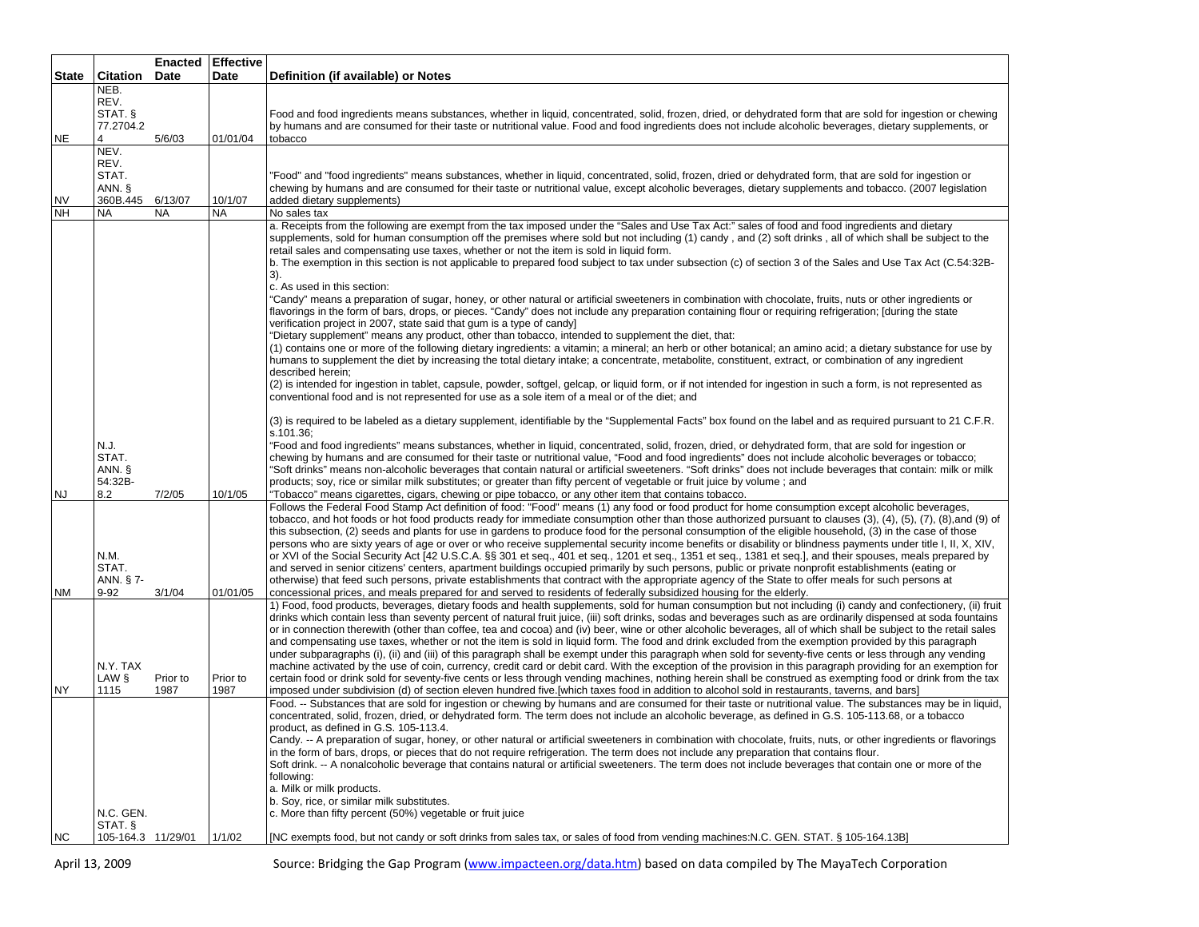| State | Citation | Enacted Date | Effective Date | Definition (if available) or Notes |
|---|---|---|---|---|
| NE | NEB. REV. STAT. § 77.2704.24 | 5/6/03 | 01/01/04 | Food and food ingredients means substances, whether in liquid, concentrated, solid, frozen, dried, or dehydrated form that are sold for ingestion or chewing by humans and are consumed for their taste or nutritional value. Food and food ingredients does not include alcoholic beverages, dietary supplements, or tobacco |
| NV | NEV. REV. STAT. ANN. § 360B.445 | 6/13/07 | 10/1/07 | "Food" and "food ingredients" means substances, whether in liquid, concentrated, solid, frozen, dried or dehydrated form, that are sold for ingestion or chewing by humans and are consumed for their taste or nutritional value, except alcoholic beverages, dietary supplements and tobacco. (2007 legislation added dietary supplements) |
| NH | NA | NA | NA | No sales tax |
| NJ | N.J. STAT. ANN. § 54:32B-8.2 | 7/2/05 | 10/1/05 | a. Receipts from the following are exempt from the tax imposed under the "Sales and Use Tax Act:" sales of food and food ingredients and dietary supplements, sold for human consumption off the premises where sold but not including (1) candy , and (2) soft drinks , all of which shall be subject to the retail sales and compensating use taxes, whether or not the item is sold in liquid form.<br>b. The exemption in this section is not applicable to prepared food subject to tax under subsection (c) of section 3 of the Sales and Use Tax Act (C.54:32B-3).<br>c. As used in this section:<br>"Candy" means a preparation of sugar, honey, or other natural or artificial sweeteners in combination with chocolate, fruits, nuts or other ingredients or flavorings in the form of bars, drops, or pieces. "Candy" does not include any preparation containing flour or requiring refrigeration; [during the state verification project in 2007, state said that gum is a type of candy]<br>"Dietary supplement" means any product, other than tobacco, intended to supplement the diet, that:<br>(1) contains one or more of the following dietary ingredients: a vitamin; a mineral; an herb or other botanical; an amino acid; a dietary substance for use by humans to supplement the diet by increasing the total dietary intake; a concentrate, metabolite, constituent, extract, or combination of any ingredient described herein;<br>(2) is intended for ingestion in tablet, capsule, powder, softgel, gelcap, or liquid form, or if not intended for ingestion in such a form, is not represented as conventional food and is not represented for use as a sole item of a meal or of the diet; and<br>(3) is required to be labeled as a dietary supplement, identifiable by the "Supplemental Facts" box found on the label and as required pursuant to 21 C.F.R. s.101.36;<br>"Food and food ingredients" means substances, whether in liquid, concentrated, solid, frozen, dried, or dehydrated form, that are sold for ingestion or chewing by humans and are consumed for their taste or nutritional value, "Food and food ingredients" does not include alcoholic beverages or tobacco;<br>"Soft drinks" means non-alcoholic beverages that contain natural or artificial sweeteners. "Soft drinks" does not include beverages that contain: milk or milk products; soy, rice or similar milk substitutes; or greater than fifty percent of vegetable or fruit juice by volume ; and<br>"Tobacco" means cigarettes, cigars, chewing or pipe tobacco, or any other item that contains tobacco. |
| NM | N.M. STAT. ANN. § 7-9-92 | 3/1/04 | 01/01/05 | Follows the Federal Food Stamp Act definition of food: "Food" means (1) any food or food product for home consumption except alcoholic beverages, tobacco, and hot foods or hot food products ready for immediate consumption other than those authorized pursuant to clauses (3), (4), (5), (7), (8),and (9) of this subsection, (2) seeds and plants for use in gardens to produce food for the personal consumption of the eligible household, (3) in the case of those persons who are sixty years of age or over or who receive supplemental security income benefits or disability or blindness payments under title I, II, X, XIV, or XVI of the Social Security Act [42 U.S.C.A. §§ 301 et seq., 401 et seq., 1201 et seq., 1351 et seq., 1381 et seq.], and their spouses, meals prepared by and served in senior citizens' centers, apartment buildings occupied primarily by such persons, public or private nonprofit establishments (eating or otherwise) that feed such persons, private establishments that contract with the appropriate agency of the State to offer meals for such persons at concessional prices, and meals prepared for and served to residents of federally subsidized housing for the elderly. |
| NY | N.Y. TAX LAW § 1115 | Prior to 1987 | Prior to 1987 | 1) Food, food products, beverages, dietary foods and health supplements, sold for human consumption but not including (i) candy and confectionery, (ii) fruit drinks which contain less than seventy percent of natural fruit juice, (iii) soft drinks, sodas and beverages such as are ordinarily dispensed at soda fountains or in connection therewith (other than coffee, tea and cocoa) and (iv) beer, wine or other alcoholic beverages, all of which shall be subject to the retail sales and compensating use taxes, whether or not the item is sold in liquid form. The food and drink excluded from the exemption provided by this paragraph under subparagraphs (i), (ii) and (iii) of this paragraph shall be exempt under this paragraph when sold for seventy-five cents or less through any vending machine activated by the use of coin, currency, credit card or debit card. With the exception of the provision in this paragraph providing for an exemption for certain food or drink sold for seventy-five cents or less through vending machines, nothing herein shall be construed as exempting food or drink from the tax imposed under subdivision (d) of section eleven hundred five.[which taxes food in addition to alcohol sold in restaurants, taverns, and bars] |
| NC | N.C. GEN. STAT. § 105-164.3 | 11/29/01 | 1/1/02 | Food. -- Substances that are sold for ingestion or chewing by humans and are consumed for their taste or nutritional value. The substances may be in liquid, concentrated, solid, frozen, dried, or dehydrated form. The term does not include an alcoholic beverage, as defined in G.S. 105-113.68, or a tobacco product, as defined in G.S. 105-113.4.<br>Candy. -- A preparation of sugar, honey, or other natural or artificial sweeteners in combination with chocolate, fruits, nuts, or other ingredients or flavorings in the form of bars, drops, or pieces that do not require refrigeration. The term does not include any preparation that contains flour.<br>Soft drink. -- A nonalcoholic beverage that contains natural or artificial sweeteners. The term does not include beverages that contain one or more of the following:<br>a. Milk or milk products.<br>b. Soy, rice, or similar milk substitutes.<br>c. More than fifty percent (50%) vegetable or fruit juice<br>[NC exempts food, but not candy or soft drinks from sales tax, or sales of food from vending machines:N.C. GEN. STAT. § 105-164.13B] |

April 13, 2009 Source: Bridging the Gap Program (www.impacteen.org/data.htm) based on data compiled by The MayaTech Corporation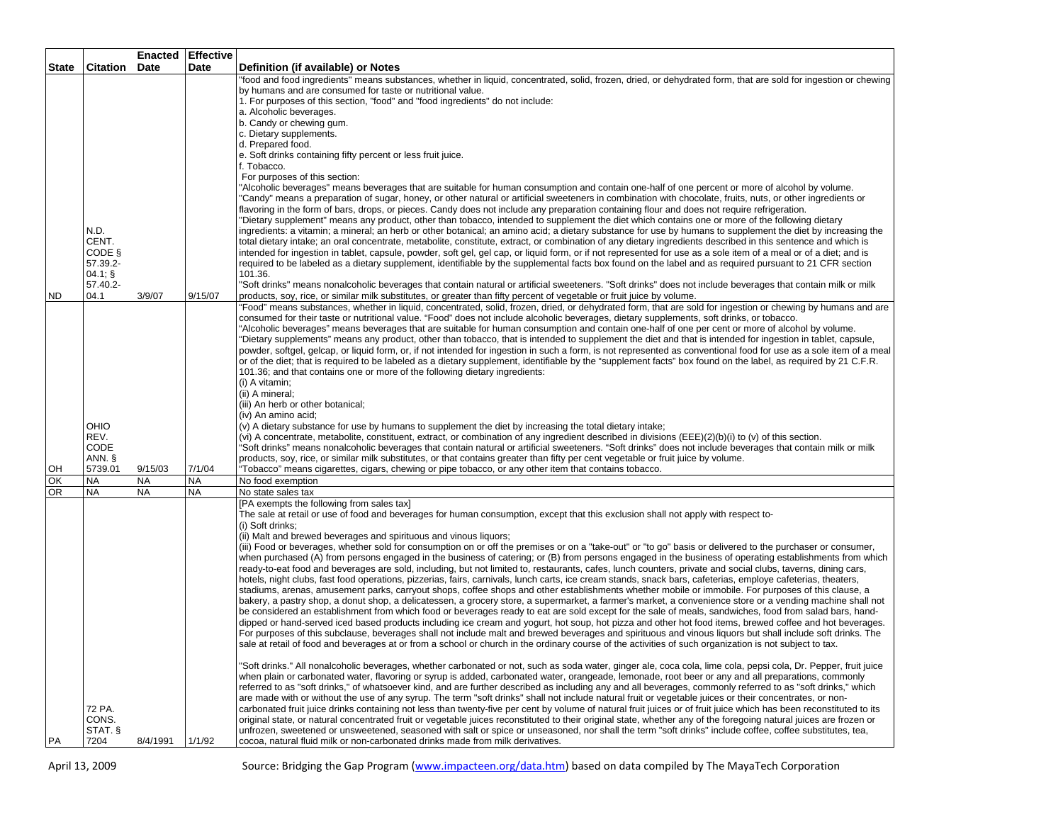| State | Citation | Enacted Date | Effective Date | Definition (if available) or Notes |
|---|---|---|---|---|
| ND | N.D. CENT. CODE § 57.39.2-04.1; § 57.40.2-04.1 | 3/9/07 | 9/15/07 | "food and food ingredients" means substances, whether in liquid, concentrated, solid, frozen, dried, or dehydrated form, that are sold for ingestion or chewing by humans and are consumed for taste or nutritional value.<br>1. For purposes of this section, "food" and "food ingredients" do not include:<br>a. Alcoholic beverages.<br>b. Candy or chewing gum.<br>c. Dietary supplements.<br>d. Prepared food.<br>e. Soft drinks containing fifty percent or less fruit juice.<br>f. Tobacco.<br>For purposes of this section:<br>"Alcoholic beverages" means beverages that are suitable for human consumption and contain one-half of one percent or more of alcohol by volume.<br>"Candy" means a preparation of sugar, honey, or other natural or artificial sweeteners in combination with chocolate, fruits, nuts, or other ingredients or flavoring in the form of bars, drops, or pieces. Candy does not include any preparation containing flour and does not require refrigeration.<br>"Dietary supplement" means any product, other than tobacco, intended to supplement the diet which contains one or more of the following dietary ingredients: a vitamin; a mineral; an herb or other botanical; an amino acid; a dietary substance for use by humans to supplement the diet by increasing the total dietary intake; an oral concentrate, metabolite, constitute, extract, or combination of any dietary ingredients described in this sentence and which is intended for ingestion in tablet, capsule, powder, soft gel, gel cap, or liquid form, or if not represented for use as a sole item of a meal or of a diet; and is required to be labeled as a dietary supplement, identifiable by the supplemental facts box found on the label and as required pursuant to 21 CFR section 101.36.<br>"Soft drinks" means nonalcoholic beverages that contain natural or artificial sweeteners. "Soft drinks" does not include beverages that contain milk or milk products, soy, rice, or similar milk substitutes, or greater than fifty percent of vegetable or fruit juice by volume. |
| OH | OHIO REV. CODE ANN. § 5739.01 | 9/15/03 | 7/1/04 | "Food" means substances, whether in liquid, concentrated, solid, frozen, dried, or dehydrated form, that are sold for ingestion or chewing by humans and are consumed for their taste or nutritional value. "Food" does not include alcoholic beverages, dietary supplements, soft drinks, or tobacco.<br>"Alcoholic beverages" means beverages that are suitable for human consumption and contain one-half of one per cent or more of alcohol by volume.<br>"Dietary supplements" means any product, other than tobacco, that is intended to supplement the diet and that is intended for ingestion in tablet, capsule, powder, softgel, gelcap, or liquid form, or, if not intended for ingestion in such a form, is not represented as conventional food for use as a sole item of a meal or of the diet; that is required to be labeled as a dietary supplement, identifiable by the "supplement facts" box found on the label, as required by 21 C.F.R. 101.36; and that contains one or more of the following dietary ingredients:<br>(i) A vitamin;<br>(ii) A mineral;<br>(iii) An herb or other botanical;<br>(iv) An amino acid;<br>(v) A dietary substance for use by humans to supplement the diet by increasing the total dietary intake;<br>(vi) A concentrate, metabolite, constituent, extract, or combination of any ingredient described in divisions (EEE)(2)(b)(i) to (v) of this section.<br>"Soft drinks" means nonalcoholic beverages that contain natural or artificial sweeteners. "Soft drinks" does not include beverages that contain milk or milk products, soy, rice, or similar milk substitutes, or that contains greater than fifty per cent vegetable or fruit juice by volume.<br>"Tobacco" means cigarettes, cigars, chewing or pipe tobacco, or any other item that contains tobacco. |
| OK | NA | NA | NA | No food exemption |
| OR | NA | NA | NA | No state sales tax |
| PA | 72 PA. CONS. STAT. § 7204 | 8/4/1991 | 1/1/92 | [PA exempts the following from sales tax]<br>The sale at retail or use of food and beverages for human consumption, except that this exclusion shall not apply with respect to-<br>(i) Soft drinks;<br>(ii) Malt and brewed beverages and spirituous and vinous liquors;<br>(iii) Food or beverages, whether sold for consumption on or off the premises or on a "take-out" or "to go" basis or delivered to the purchaser or consumer, when purchased (A) from persons engaged in the business of catering; or (B) from persons engaged in the business of operating establishments from which ready-to-eat food and beverages are sold, including, but not limited to, restaurants, cafes, lunch counters, private and social clubs, taverns, dining cars, hotels, night clubs, fast food operations, pizzerias, fairs, carnivals, lunch carts, ice cream stands, snack bars, cafeterias, employe cafeterias, theaters, stadiums, arenas, amusement parks, carryout shops, coffee shops and other establishments whether mobile or immobile. For purposes of this clause, a bakery, a pastry shop, a donut shop, a delicatessen, a grocery store, a supermarket, a farmer's market, a convenience store or a vending machine shall not be considered an establishment from which food or beverages ready to eat are sold except for the sale of meals, sandwiches, food from salad bars, hand-dipped or hand-served iced based products including ice cream and yogurt, hot soup, hot pizza and other hot food items, brewed coffee and hot beverages. For purposes of this subclause, beverages shall not include malt and brewed beverages and spirituous and vinous liquors but shall include soft drinks. The sale at retail of food and beverages at or from a school or church in the ordinary course of the activities of such organization is not subject to tax.<br><br>"Soft drinks." All nonalcoholic beverages, whether carbonated or not, such as soda water, ginger ale, coca cola, lime cola, pepsi cola, Dr. Pepper, fruit juice when plain or carbonated water, flavoring or syrup is added, carbonated water, orangeade, lemonade, root beer or any and all preparations, commonly referred to as "soft drinks," of whatsoever kind, and are further described as including any and all beverages, commonly referred to as "soft drinks," which are made with or without the use of any syrup. The term "soft drinks" shall not include natural fruit or vegetable juices or their concentrates, or non-carbonated fruit juice drinks containing not less than twenty-five per cent by volume of natural fruit juices or of fruit juice which has been reconstituted to its original state, or natural concentrated fruit or vegetable juices reconstituted to their original state, whether any of the foregoing natural juices are frozen or unfrozen, sweetened or unsweetened, seasoned with salt or spice or unseasoned, nor shall the term "soft drinks" include coffee, coffee substitutes, tea, cocoa, natural fluid milk or non-carbonated drinks made from milk derivatives. |

April 13, 2009 Source: Bridging the Gap Program (www.impacteen.org/data.htm) based on data compiled by The MayaTech Corporation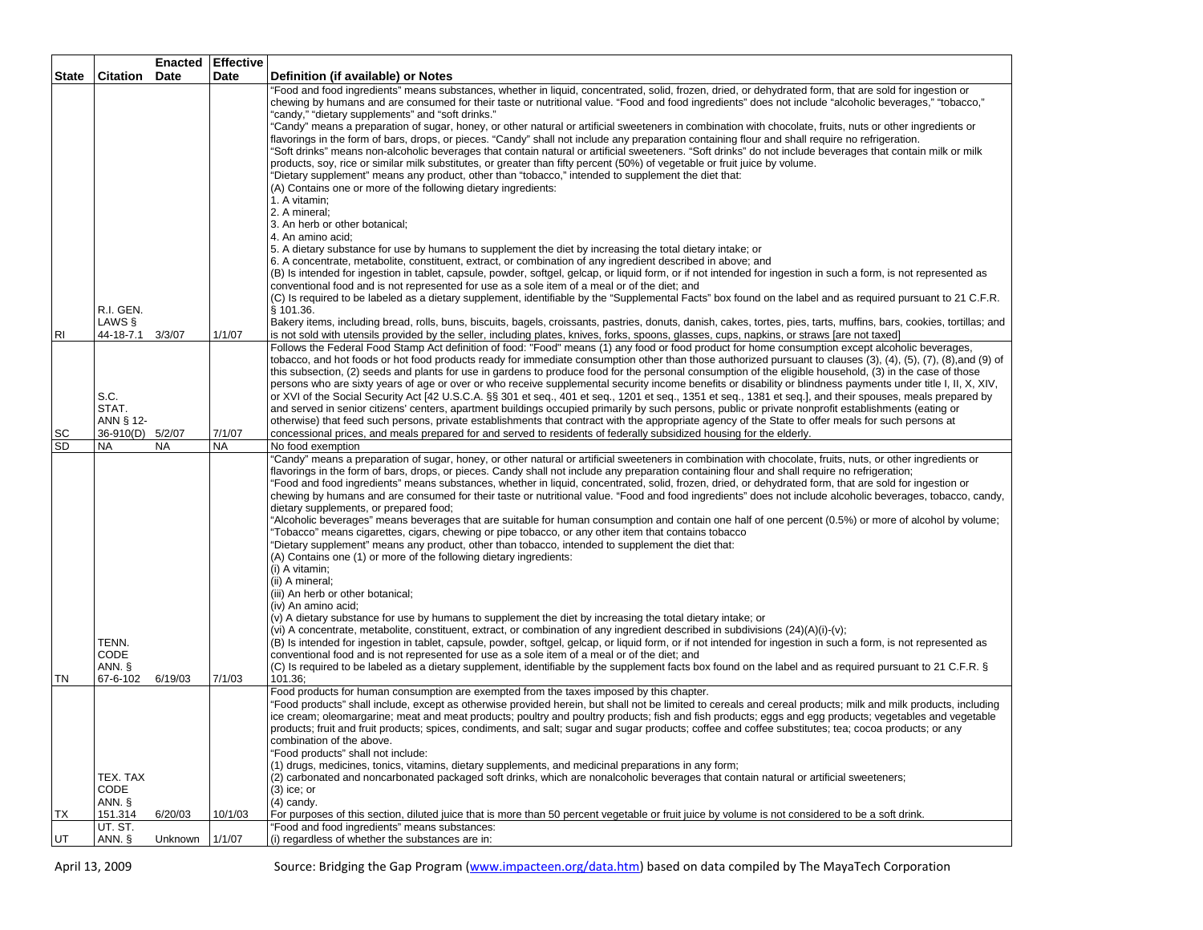| State | Citation | Enacted Date | Effective Date | Definition (if available) or Notes |
|---|---|---|---|---|
| RI | R.I. GEN. LAWS § 44-18-7.1 | 3/3/07 | 1/1/07 | "Food and food ingredients" means substances, whether in liquid, concentrated, solid, frozen, dried, or dehydrated form, that are sold for ingestion or chewing by humans and are consumed for their taste or nutritional value. "Food and food ingredients" does not include "alcoholic beverages," "tobacco," "candy," "dietary supplements" and "soft drinks."<br>"Candy" means a preparation of sugar, honey, or other natural or artificial sweeteners in combination with chocolate, fruits, nuts or other ingredients or flavorings in the form of bars, drops, or pieces. "Candy" shall not include any preparation containing flour and shall require no refrigeration.<br>"Soft drinks" means non-alcoholic beverages that contain natural or artificial sweeteners. "Soft drinks" do not include beverages that contain milk or milk products, soy, rice or similar milk substitutes, or greater than fifty percent (50%) of vegetable or fruit juice by volume.<br>"Dietary supplement" means any product, other than "tobacco," intended to supplement the diet that:<br>(A) Contains one or more of the following dietary ingredients:<br>1. A vitamin;<br>2. A mineral;<br>3. An herb or other botanical;<br>4. An amino acid;<br>5. A dietary substance for use by humans to supplement the diet by increasing the total dietary intake; or<br>6. A concentrate, metabolite, constituent, extract, or combination of any ingredient described in above; and<br>(B) Is intended for ingestion in tablet, capsule, powder, softgel, gelcap, or liquid form, or if not intended for ingestion in such a form, is not represented as conventional food and is not represented for use as a sole item of a meal or of the diet; and<br>(C) Is required to be labeled as a dietary supplement, identifiable by the "Supplemental Facts" box found on the label and as required pursuant to 21 C.F.R. § 101.36.<br>Bakery items, including bread, rolls, buns, biscuits, bagels, croissants, pastries, donuts, danish, cakes, tortes, pies, tarts, muffins, bars, cookies, tortillas; and is not sold with utensils provided by the seller, including plates, knives, forks, spoons, glasses, cups, napkins, or straws [are not taxed] |
| SC | S.C. STAT. ANN § 12-36-910(D) | 5/2/07 | 7/1/07 | Follows the Federal Food Stamp Act definition of food: "Food" means (1) any food or food product for home consumption except alcoholic beverages, tobacco, and hot foods or hot food products ready for immediate consumption other than those authorized pursuant to clauses (3), (4), (5), (7), (8),and (9) of this subsection, (2) seeds and plants for use in gardens to produce food for the personal consumption of the eligible household, (3) in the case of those persons who are sixty years of age or over or who receive supplemental security income benefits or disability or blindness payments under title I, II, X, XIV, or XVI of the Social Security Act [42 U.S.C.A. §§ 301 et seq., 401 et seq., 1201 et seq., 1351 et seq., 1381 et seq.], and their spouses, meals prepared by and served in senior citizens' centers, apartment buildings occupied primarily by such persons, public or private nonprofit establishments (eating or otherwise) that feed such persons, private establishments that contract with the appropriate agency of the State to offer meals for such persons at concessional prices, and meals prepared for and served to residents of federally subsidized housing for the elderly. |
| SD | NA | NA | NA | No food exemption |
| TN | TENN. CODE ANN. § 67-6-102 | 6/19/03 | 7/1/03 | "Candy" means a preparation of sugar, honey, or other natural or artificial sweeteners in combination with chocolate, fruits, nuts, or other ingredients or flavorings in the form of bars, drops, or pieces. Candy shall not include any preparation containing flour and shall require no refrigeration;<br>"Food and food ingredients" means substances, whether in liquid, concentrated, solid, frozen, dried, or dehydrated form, that are sold for ingestion or chewing by humans and are consumed for their taste or nutritional value. "Food and food ingredients" does not include alcoholic beverages, tobacco, candy, dietary supplements, or prepared food;<br>"Alcoholic beverages" means beverages that are suitable for human consumption and contain one half of one percent (0.5%) or more of alcohol by volume;<br>"Tobacco" means cigarettes, cigars, chewing or pipe tobacco, or any other item that contains tobacco<br>"Dietary supplement" means any product, other than tobacco, intended to supplement the diet that:<br>(A) Contains one (1) or more of the following dietary ingredients:<br>(i) A vitamin;<br>(ii) A mineral;<br>(iii) An herb or other botanical;<br>(iv) An amino acid;<br>(v) A dietary substance for use by humans to supplement the diet by increasing the total dietary intake; or<br>(vi) A concentrate, metabolite, constituent, extract, or combination of any ingredient described in subdivisions (24)(A)(i)-(v);<br>(B) Is intended for ingestion in tablet, capsule, powder, softgel, gelcap, or liquid form, or if not intended for ingestion in such a form, is not represented as conventional food and is not represented for use as a sole item of a meal or of the diet; and<br>(C) Is required to be labeled as a dietary supplement, identifiable by the supplement facts box found on the label and as required pursuant to 21 C.F.R. § 101.36; |
| TX | TEX. TAX CODE ANN. § 151.314 | 6/20/03 | 10/1/03 | Food products for human consumption are exempted from the taxes imposed by this chapter.<br>"Food products" shall include, except as otherwise provided herein, but shall not be limited to cereals and cereal products; milk and milk products, including ice cream; oleomargarine; meat and meat products; poultry and poultry products; fish and fish products; eggs and egg products; vegetables and vegetable products; fruit and fruit products; spices, condiments, and salt; sugar and sugar products; coffee and coffee substitutes; tea; cocoa products; or any combination of the above.<br>"Food products" shall not include:<br>(1) drugs, medicines, tonics, vitamins, dietary supplements, and medicinal preparations in any form;<br>(2) carbonated and noncarbonated packaged soft drinks, which are nonalcoholic beverages that contain natural or artificial sweeteners;<br>(3) ice; or<br>(4) candy.<br>For purposes of this section, diluted juice that is more than 50 percent vegetable or fruit juice by volume is not considered to be a soft drink. |
| UT | UT. ST. ANN. § | Unknown | 1/1/07 | "Food and food ingredients" means substances:<br>(i) regardless of whether the substances are in: |

April 13, 2009

Source: Bridging the Gap Program (www.impacteen.org/data.htm) based on data compiled by The MayaTech Corporation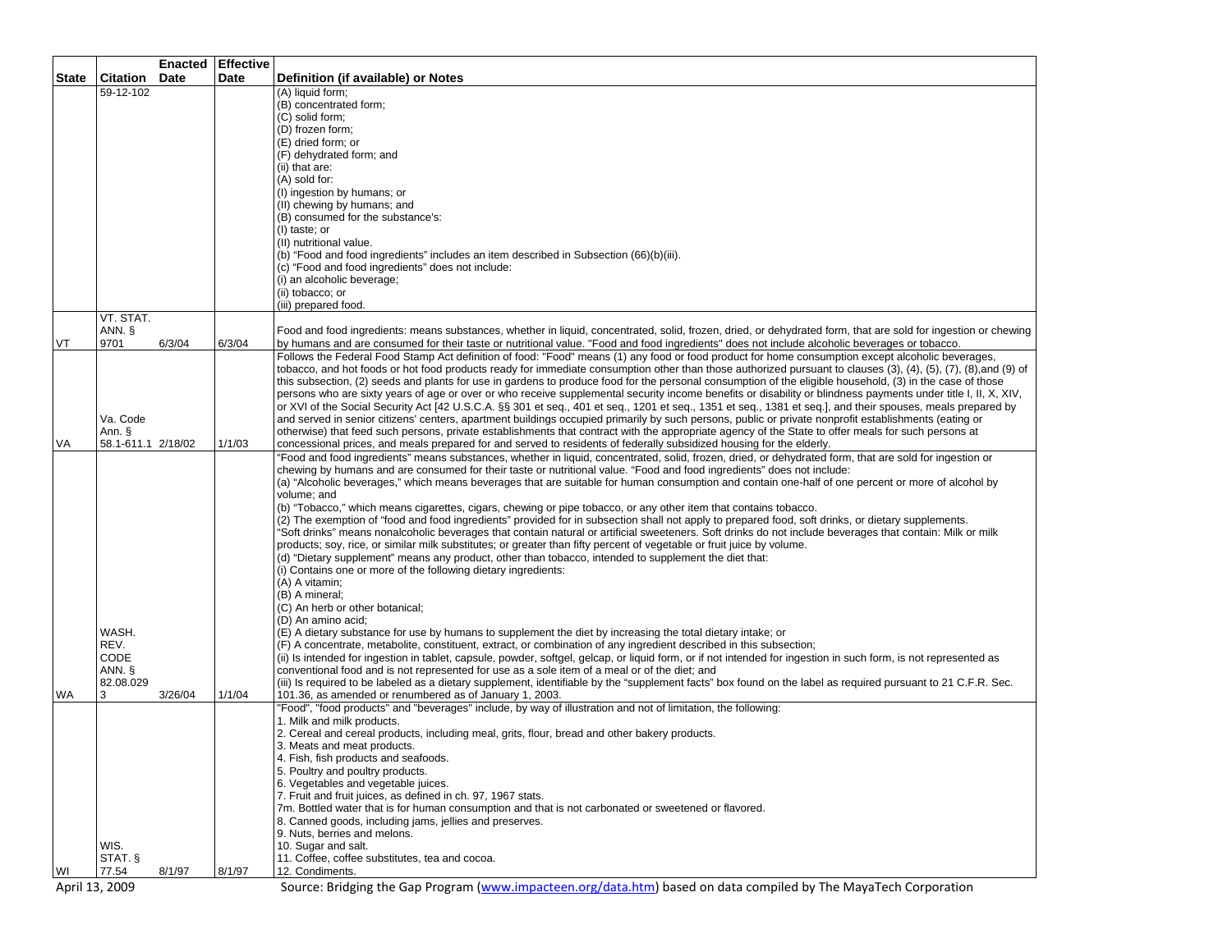| State | Citation | Enacted Date | Effective Date | Definition (if available) or Notes |
|---|---|---|---|---|
| | 59-12-102 | | | (A) liquid form;<br>(B) concentrated form;<br>(C) solid form;<br>(D) frozen form;<br>(E) dried form; or<br>(F) dehydrated form; and<br>(ii) that are:<br>(A) sold for:<br>(I) ingestion by humans; or<br>(II) chewing by humans; and<br>(B) consumed for the substance's:<br>(I) taste; or<br>(II) nutritional value.<br>(b) "Food and food ingredients" includes an item described in Subsection (66)(b)(iii).<br>(c) "Food and food ingredients" does not include:<br>(i) an alcoholic beverage;<br>(ii) tobacco; or<br>(iii) prepared food. |
| VT | VT. STAT. ANN. § 9701 | 6/3/04 | 6/3/04 | Food and food ingredients: means substances, whether in liquid, concentrated, solid, frozen, dried, or dehydrated form, that are sold for ingestion or chewing by humans and are consumed for their taste or nutritional value. "Food and food ingredients" does not include alcoholic beverages or tobacco. |
| VA | Va. Code Ann. § 58.1-611.1 | 2/18/02 | 1/1/03 | Follows the Federal Food Stamp Act definition of food: "Food" means (1) any food or food product for home consumption except alcoholic beverages, tobacco, and hot foods or hot food products ready for immediate consumption other than those authorized pursuant to clauses (3), (4), (5), (7), (8),and (9) of this subsection, (2) seeds and plants for use in gardens to produce food for the personal consumption of the eligible household, (3) in the case of those persons who are sixty years of age or over or who receive supplemental security income benefits or disability or blindness payments under title I, II, X, XIV, or XVI of the Social Security Act [42 U.S.C.A. §§ 301 et seq., 401 et seq., 1201 et seq., 1351 et seq., 1381 et seq.], and their spouses, meals prepared by and served in senior citizens' centers, apartment buildings occupied primarily by such persons, public or private nonprofit establishments (eating or otherwise) that feed such persons, private establishments that contract with the appropriate agency of the State to offer meals for such persons at concessional prices, and meals prepared for and served to residents of federally subsidized housing for the elderly. |
| WA | WASH. REV. CODE ANN. § 82.08.0293 | 3/26/04 | 1/1/04 | "Food and food ingredients" means substances, whether in liquid, concentrated, solid, frozen, dried, or dehydrated form, that are sold for ingestion or chewing by humans and are consumed for their taste or nutritional value. "Food and food ingredients" does not include:<br>(a) "Alcoholic beverages," which means beverages that are suitable for human consumption and contain one-half of one percent or more of alcohol by volume; and<br>(b) "Tobacco," which means cigarettes, cigars, chewing or pipe tobacco, or any other item that contains tobacco.<br>(2) The exemption of "food and food ingredients" provided for in subsection shall not apply to prepared food, soft drinks, or dietary supplements.<br>"Soft drinks" means nonalcoholic beverages that contain natural or artificial sweeteners. Soft drinks do not include beverages that contain: Milk or milk products; soy, rice, or similar milk substitutes; or greater than fifty percent of vegetable or fruit juice by volume.<br>(d) "Dietary supplement" means any product, other than tobacco, intended to supplement the diet that:<br>(i) Contains one or more of the following dietary ingredients:<br>(A) A vitamin;<br>(B) A mineral;<br>(C) An herb or other botanical;<br>(D) An amino acid;<br>(E) A dietary substance for use by humans to supplement the diet by increasing the total dietary intake; or<br>(F) A concentrate, metabolite, constituent, extract, or combination of any ingredient described in this subsection;<br>(ii) Is intended for ingestion in tablet, capsule, powder, softgel, gelcap, or liquid form, or if not intended for ingestion in such form, is not represented as conventional food and is not represented for use as a sole item of a meal or of the diet; and<br>(iii) Is required to be labeled as a dietary supplement, identifiable by the "supplement facts" box found on the label as required pursuant to 21 C.F.R. Sec. 101.36, as amended or renumbered as of January 1, 2003. |
| WI | WIS. STAT. § 77.54 | 8/1/97 | 8/1/97 | "Food", "food products" and "beverages" include, by way of illustration and not of limitation, the following:<br>1. Milk and milk products.<br>2. Cereal and cereal products, including meal, grits, flour, bread and other bakery products.<br>3. Meats and meat products.<br>4. Fish, fish products and seafoods.<br>5. Poultry and poultry products.<br>6. Vegetables and vegetable juices.<br>7. Fruit and fruit juices, as defined in ch. 97, 1967 stats.<br>7m. Bottled water that is for human consumption and that is not carbonated or sweetened or flavored.<br>8. Canned goods, including jams, jellies and preserves.<br>9. Nuts, berries and melons.<br>10. Sugar and salt.<br>11. Coffee, coffee substitutes, tea and cocoa.<br>12. Condiments. |

April 13, 2009 Source: Bridging the Gap Program (www.impacteen.org/data.htm) based on data compiled by The MayaTech Corporation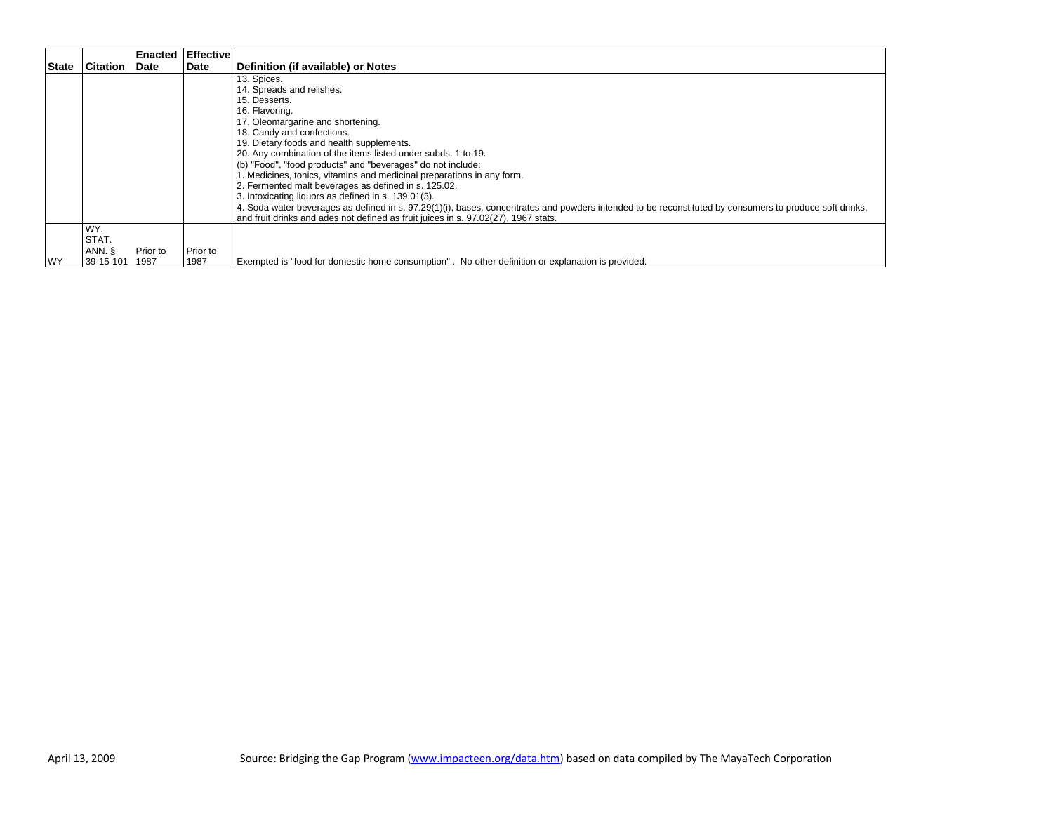| State | Citation | Enacted Date | Effective Date | Definition (if available) or Notes |
|---|---|---|---|---|
| | | | | 13. Spices.<br>14. Spreads and relishes.<br>15. Desserts.<br>16. Flavoring.<br>17. Oleomargarine and shortening.<br>18. Candy and confections.<br>19. Dietary foods and health supplements.<br>20. Any combination of the items listed under subds. 1 to 19.<br>(b) "Food", "food products" and "beverages" do not include:<br>1. Medicines, tonics, vitamins and medicinal preparations in any form.<br>2. Fermented malt beverages as defined in s. 125.02.<br>3. Intoxicating liquors as defined in s. 139.01(3).<br>4. Soda water beverages as defined in s. 97.29(1)(i), bases, concentrates and powders intended to be reconstituted by consumers to produce soft drinks, and fruit drinks and ades not defined as fruit juices in s. 97.02(27), 1967 stats. |
| WY | WY. STAT. ANN. § 39-15-101 | Prior to 1987 | Prior to 1987 | Exempted is "food for domestic home consumption" . No other definition or explanation is provided. |

April 13, 2009

Source: Bridging the Gap Program (www.impacteen.org/data.htm) based on data compiled by The MayaTech Corporation